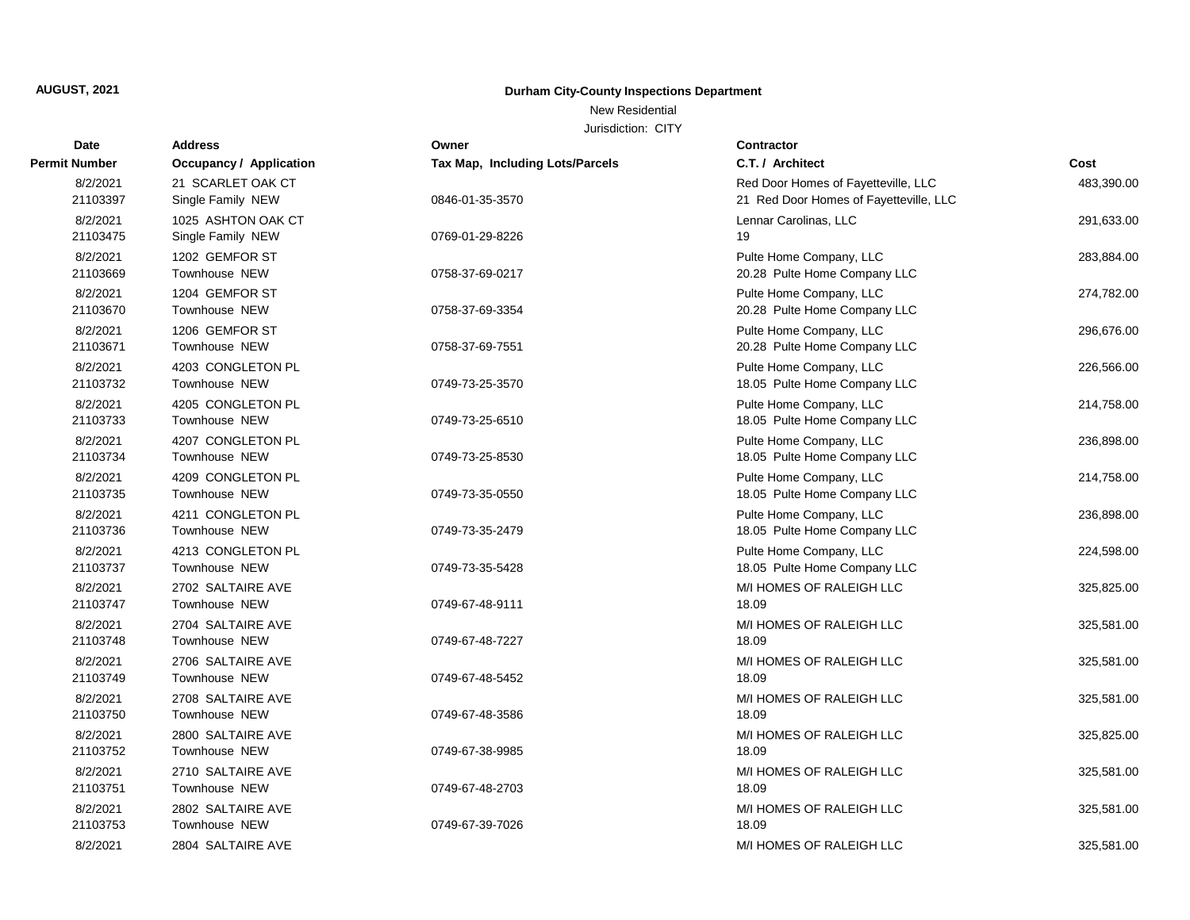**AUGUST, 2021**

## Durham City-County Inspections Department

New Residential

Jurisdiction: CITY

| Date<br>Permit Number | Address<br>Occupancy / Application | Owner<br>Tax Map, Including Lots/Parcels | Contractor<br>C.T. / Architect | Cost |
|---|---|---|---|---|
| 8/2/2021<br>21103397 | 21 SCARLET OAK CT<br>Single Family NEW | 0846-01-35-3570 | Red Door Homes of Fayetteville, LLC<br>21 Red Door Homes of Fayetteville, LLC | 483,390.00 |
| 8/2/2021<br>21103475 | 1025 ASHTON OAK CT<br>Single Family NEW | 0769-01-29-8226 | Lennar Carolinas, LLC<br>19 | 291,633.00 |
| 8/2/2021<br>21103669 | 1202 GEMFOR ST<br>Townhouse NEW | 0758-37-69-0217 | Pulte Home Company, LLC<br>20.28 Pulte Home Company LLC | 283,884.00 |
| 8/2/2021<br>21103670 | 1204 GEMFOR ST<br>Townhouse NEW | 0758-37-69-3354 | Pulte Home Company, LLC<br>20.28 Pulte Home Company LLC | 274,782.00 |
| 8/2/2021<br>21103671 | 1206 GEMFOR ST<br>Townhouse NEW | 0758-37-69-7551 | Pulte Home Company, LLC<br>20.28 Pulte Home Company LLC | 296,676.00 |
| 8/2/2021<br>21103732 | 4203 CONGLETON PL<br>Townhouse NEW | 0749-73-25-3570 | Pulte Home Company, LLC<br>18.05 Pulte Home Company LLC | 226,566.00 |
| 8/2/2021<br>21103733 | 4205 CONGLETON PL<br>Townhouse NEW | 0749-73-25-6510 | Pulte Home Company, LLC<br>18.05 Pulte Home Company LLC | 214,758.00 |
| 8/2/2021<br>21103734 | 4207 CONGLETON PL<br>Townhouse NEW | 0749-73-25-8530 | Pulte Home Company, LLC<br>18.05 Pulte Home Company LLC | 236,898.00 |
| 8/2/2021<br>21103735 | 4209 CONGLETON PL<br>Townhouse NEW | 0749-73-35-0550 | Pulte Home Company, LLC<br>18.05 Pulte Home Company LLC | 214,758.00 |
| 8/2/2021<br>21103736 | 4211 CONGLETON PL<br>Townhouse NEW | 0749-73-35-2479 | Pulte Home Company, LLC<br>18.05 Pulte Home Company LLC | 236,898.00 |
| 8/2/2021<br>21103737 | 4213 CONGLETON PL<br>Townhouse NEW | 0749-73-35-5428 | Pulte Home Company, LLC<br>18.05 Pulte Home Company LLC | 224,598.00 |
| 8/2/2021<br>21103747 | 2702 SALTAIRE AVE<br>Townhouse NEW | 0749-67-48-9111 | M/I HOMES OF RALEIGH LLC<br>18.09 | 325,825.00 |
| 8/2/2021<br>21103748 | 2704 SALTAIRE AVE<br>Townhouse NEW | 0749-67-48-7227 | M/I HOMES OF RALEIGH LLC<br>18.09 | 325,581.00 |
| 8/2/2021<br>21103749 | 2706 SALTAIRE AVE<br>Townhouse NEW | 0749-67-48-5452 | M/I HOMES OF RALEIGH LLC<br>18.09 | 325,581.00 |
| 8/2/2021<br>21103750 | 2708 SALTAIRE AVE<br>Townhouse NEW | 0749-67-48-3586 | M/I HOMES OF RALEIGH LLC<br>18.09 | 325,581.00 |
| 8/2/2021<br>21103752 | 2800 SALTAIRE AVE<br>Townhouse NEW | 0749-67-38-9985 | M/I HOMES OF RALEIGH LLC<br>18.09 | 325,825.00 |
| 8/2/2021<br>21103751 | 2710 SALTAIRE AVE<br>Townhouse NEW | 0749-67-48-2703 | M/I HOMES OF RALEIGH LLC<br>18.09 | 325,581.00 |
| 8/2/2021<br>21103753 | 2802 SALTAIRE AVE<br>Townhouse NEW | 0749-67-39-7026 | M/I HOMES OF RALEIGH LLC<br>18.09 | 325,581.00 |
| 8/2/2021 | 2804 SALTAIRE AVE | | M/I HOMES OF RALEIGH LLC | 325,581.00 |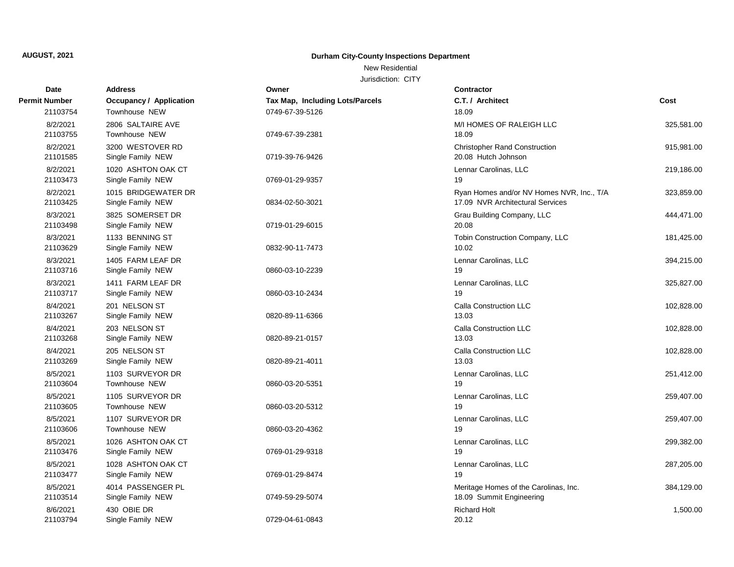**AUGUST, 2021**

**Durham City-County Inspections Department**

New Residential

Jurisdiction: CITY

| Date | Permit Number | Address | Occupancy / Application | Owner / Tax Map, Including Lots/Parcels | Contractor | C.T. / Architect | Cost |
|---|---|---|---|---|---|---|---|
| | 21103754 | | Townhouse NEW | 0749-67-39-5126 | | 18.09 | |
| 8/2/2021 | 21103755 | 2806 SALTAIRE AVE | Townhouse NEW | 0749-67-39-2381 | M/I HOMES OF RALEIGH LLC | 18.09 | 325,581.00 |
| 8/2/2021 | 21101585 | 3200 WESTOVER RD | Single Family NEW | 0719-39-76-9426 | Christopher Rand Construction | 20.08 Hutch Johnson | 915,981.00 |
| 8/2/2021 | 21103473 | 1020 ASHTON OAK CT | Single Family NEW | 0769-01-29-9357 | Lennar Carolinas, LLC | 19 | 219,186.00 |
| 8/2/2021 | 21103425 | 1015 BRIDGEWATER DR | Single Family NEW | 0834-02-50-3021 | Ryan Homes and/or NV Homes NVR, Inc., T/A | 17.09 NVR Architectural Services | 323,859.00 |
| 8/3/2021 | 21103498 | 3825 SOMERSET DR | Single Family NEW | 0719-01-29-6015 | Grau Building Company, LLC | 20.08 | 444,471.00 |
| 8/3/2021 | 21103629 | 1133 BENNING ST | Single Family NEW | 0832-90-11-7473 | Tobin Construction Company, LLC | 10.02 | 181,425.00 |
| 8/3/2021 | 21103716 | 1405 FARM LEAF DR | Single Family NEW | 0860-03-10-2239 | Lennar Carolinas, LLC | 19 | 394,215.00 |
| 8/3/2021 | 21103717 | 1411 FARM LEAF DR | Single Family NEW | 0860-03-10-2434 | Lennar Carolinas, LLC | 19 | 325,827.00 |
| 8/4/2021 | 21103267 | 201 NELSON ST | Single Family NEW | 0820-89-11-6366 | Calla Construction LLC | 13.03 | 102,828.00 |
| 8/4/2021 | 21103268 | 203 NELSON ST | Single Family NEW | 0820-89-21-0157 | Calla Construction LLC | 13.03 | 102,828.00 |
| 8/4/2021 | 21103269 | 205 NELSON ST | Single Family NEW | 0820-89-21-4011 | Calla Construction LLC | 13.03 | 102,828.00 |
| 8/5/2021 | 21103604 | 1103 SURVEYOR DR | Townhouse NEW | 0860-03-20-5351 | Lennar Carolinas, LLC | 19 | 251,412.00 |
| 8/5/2021 | 21103605 | 1105 SURVEYOR DR | Townhouse NEW | 0860-03-20-5312 | Lennar Carolinas, LLC | 19 | 259,407.00 |
| 8/5/2021 | 21103606 | 1107 SURVEYOR DR | Townhouse NEW | 0860-03-20-4362 | Lennar Carolinas, LLC | 19 | 259,407.00 |
| 8/5/2021 | 21103476 | 1026 ASHTON OAK CT | Single Family NEW | 0769-01-29-9318 | Lennar Carolinas, LLC | 19 | 299,382.00 |
| 8/5/2021 | 21103477 | 1028 ASHTON OAK CT | Single Family NEW | 0769-01-29-8474 | Lennar Carolinas, LLC | 19 | 287,205.00 |
| 8/5/2021 | 21103514 | 4014 PASSENGER PL | Single Family NEW | 0749-59-29-5074 | Meritage Homes of the Carolinas, Inc. | 18.09 Summit Engineering | 384,129.00 |
| 8/6/2021 | 21103794 | 430 OBIE DR | Single Family NEW | 0729-04-61-0843 | Richard Holt | 20.12 | 1,500.00 |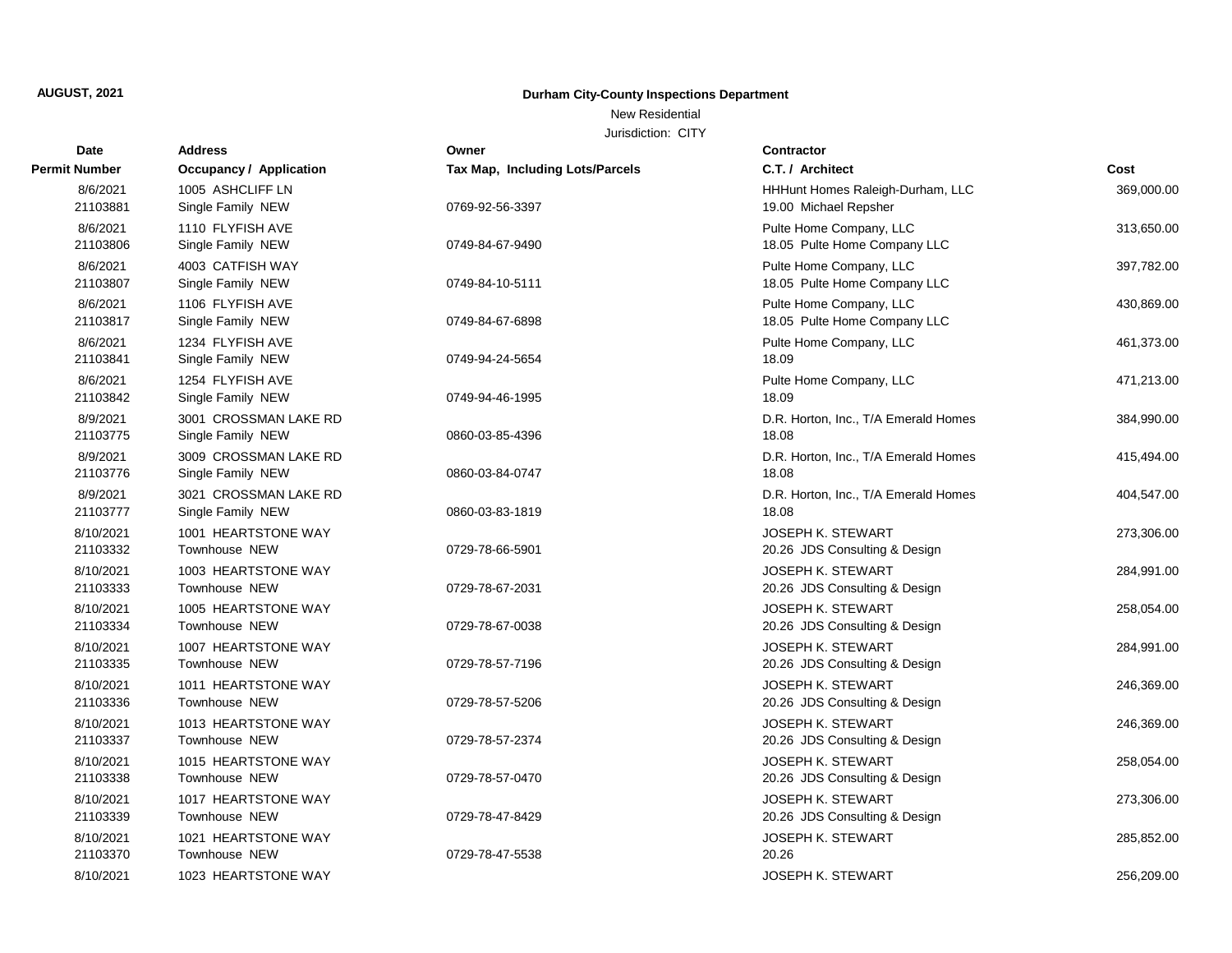**AUGUST, 2021**

**Durham City-County Inspections Department**

New Residential

Jurisdiction: CITY

| Date<br>Permit Number | Address<br>Occupancy / Application | Owner<br>Tax Map, Including Lots/Parcels | Contractor<br>C.T. / Architect | Cost |
|---|---|---|---|---|
| 8/6/2021<br>21103881 | 1005 ASHCLIFF LN<br>Single Family NEW | 0769-92-56-3397 | HHHunt Homes Raleigh-Durham, LLC<br>19.00 Michael Repsher | 369,000.00 |
| 8/6/2021<br>21103806 | 1110 FLYFISH AVE<br>Single Family NEW | 0749-84-67-9490 | Pulte Home Company, LLC<br>18.05 Pulte Home Company LLC | 313,650.00 |
| 8/6/2021<br>21103807 | 4003 CATFISH WAY<br>Single Family NEW | 0749-84-10-5111 | Pulte Home Company, LLC<br>18.05 Pulte Home Company LLC | 397,782.00 |
| 8/6/2021<br>21103817 | 1106 FLYFISH AVE<br>Single Family NEW | 0749-84-67-6898 | Pulte Home Company, LLC<br>18.05 Pulte Home Company LLC | 430,869.00 |
| 8/6/2021<br>21103841 | 1234 FLYFISH AVE<br>Single Family NEW | 0749-94-24-5654 | Pulte Home Company, LLC<br>18.09 | 461,373.00 |
| 8/6/2021<br>21103842 | 1254 FLYFISH AVE<br>Single Family NEW | 0749-94-46-1995 | Pulte Home Company, LLC<br>18.09 | 471,213.00 |
| 8/9/2021<br>21103775 | 3001 CROSSMAN LAKE RD<br>Single Family NEW | 0860-03-85-4396 | D.R. Horton, Inc., T/A Emerald Homes<br>18.08 | 384,990.00 |
| 8/9/2021<br>21103776 | 3009 CROSSMAN LAKE RD<br>Single Family NEW | 0860-03-84-0747 | D.R. Horton, Inc., T/A Emerald Homes<br>18.08 | 415,494.00 |
| 8/9/2021<br>21103777 | 3021 CROSSMAN LAKE RD<br>Single Family NEW | 0860-03-83-1819 | D.R. Horton, Inc., T/A Emerald Homes<br>18.08 | 404,547.00 |
| 8/10/2021<br>21103332 | 1001 HEARTSTONE WAY<br>Townhouse NEW | 0729-78-66-5901 | JOSEPH K. STEWART<br>20.26 JDS Consulting & Design | 273,306.00 |
| 8/10/2021<br>21103333 | 1003 HEARTSTONE WAY<br>Townhouse NEW | 0729-78-67-2031 | JOSEPH K. STEWART<br>20.26 JDS Consulting & Design | 284,991.00 |
| 8/10/2021<br>21103334 | 1005 HEARTSTONE WAY<br>Townhouse NEW | 0729-78-67-0038 | JOSEPH K. STEWART<br>20.26 JDS Consulting & Design | 258,054.00 |
| 8/10/2021<br>21103335 | 1007 HEARTSTONE WAY<br>Townhouse NEW | 0729-78-57-7196 | JOSEPH K. STEWART<br>20.26 JDS Consulting & Design | 284,991.00 |
| 8/10/2021<br>21103336 | 1011 HEARTSTONE WAY<br>Townhouse NEW | 0729-78-57-5206 | JOSEPH K. STEWART<br>20.26 JDS Consulting & Design | 246,369.00 |
| 8/10/2021<br>21103337 | 1013 HEARTSTONE WAY<br>Townhouse NEW | 0729-78-57-2374 | JOSEPH K. STEWART<br>20.26 JDS Consulting & Design | 246,369.00 |
| 8/10/2021<br>21103338 | 1015 HEARTSTONE WAY<br>Townhouse NEW | 0729-78-57-0470 | JOSEPH K. STEWART<br>20.26 JDS Consulting & Design | 258,054.00 |
| 8/10/2021<br>21103339 | 1017 HEARTSTONE WAY<br>Townhouse NEW | 0729-78-47-8429 | JOSEPH K. STEWART<br>20.26 JDS Consulting & Design | 273,306.00 |
| 8/10/2021<br>21103370 | 1021 HEARTSTONE WAY<br>Townhouse NEW | 0729-78-47-5538 | JOSEPH K. STEWART<br>20.26 | 285,852.00 |
| 8/10/2021 | 1023 HEARTSTONE WAY | | JOSEPH K. STEWART | 256,209.00 |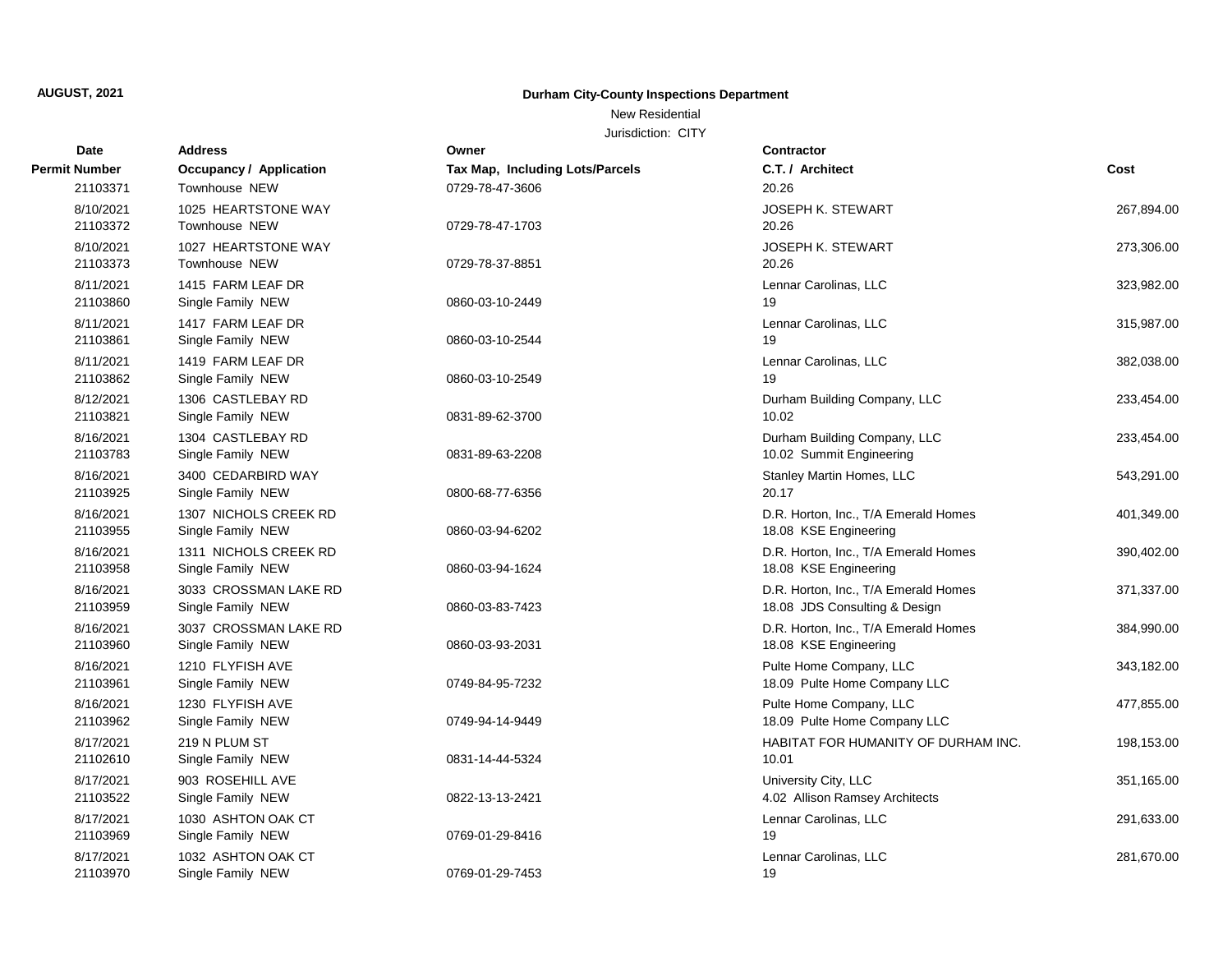**AUGUST, 2021**

## Durham City-County Inspections Department

New Residential

Jurisdiction: CITY

| Date / Permit Number | Address / Occupancy / Application | Owner / Tax Map, Including Lots/Parcels | Contractor / C.T. / Architect | Cost |
|---|---|---|---|---|
| 21103371 | Townhouse NEW | 0729-78-47-3606 | 20.26 | |
| 8/10/2021<br>21103372 | 1025 HEARTSTONE WAY<br>Townhouse NEW | 0729-78-47-1703 | JOSEPH K. STEWART<br>20.26 | 267,894.00 |
| 8/10/2021<br>21103373 | 1027 HEARTSTONE WAY<br>Townhouse NEW | 0729-78-37-8851 | JOSEPH K. STEWART<br>20.26 | 273,306.00 |
| 8/11/2021<br>21103860 | 1415 FARM LEAF DR<br>Single Family NEW | 0860-03-10-2449 | Lennar Carolinas, LLC<br>19 | 323,982.00 |
| 8/11/2021<br>21103861 | 1417 FARM LEAF DR<br>Single Family NEW | 0860-03-10-2544 | Lennar Carolinas, LLC<br>19 | 315,987.00 |
| 8/11/2021<br>21103862 | 1419 FARM LEAF DR<br>Single Family NEW | 0860-03-10-2549 | Lennar Carolinas, LLC<br>19 | 382,038.00 |
| 8/12/2021<br>21103821 | 1306 CASTLEBAY RD<br>Single Family NEW | 0831-89-62-3700 | Durham Building Company, LLC<br>10.02 | 233,454.00 |
| 8/16/2021<br>21103783 | 1304 CASTLEBAY RD<br>Single Family NEW | 0831-89-63-2208 | Durham Building Company, LLC<br>10.02 Summit Engineering | 233,454.00 |
| 8/16/2021<br>21103925 | 3400 CEDARBIRD WAY<br>Single Family NEW | 0800-68-77-6356 | Stanley Martin Homes, LLC<br>20.17 | 543,291.00 |
| 8/16/2021<br>21103955 | 1307 NICHOLS CREEK RD<br>Single Family NEW | 0860-03-94-6202 | D.R. Horton, Inc., T/A Emerald Homes<br>18.08 KSE Engineering | 401,349.00 |
| 8/16/2021<br>21103958 | 1311 NICHOLS CREEK RD<br>Single Family NEW | 0860-03-94-1624 | D.R. Horton, Inc., T/A Emerald Homes<br>18.08 KSE Engineering | 390,402.00 |
| 8/16/2021<br>21103959 | 3033 CROSSMAN LAKE RD<br>Single Family NEW | 0860-03-83-7423 | D.R. Horton, Inc., T/A Emerald Homes<br>18.08 JDS Consulting & Design | 371,337.00 |
| 8/16/2021<br>21103960 | 3037 CROSSMAN LAKE RD<br>Single Family NEW | 0860-03-93-2031 | D.R. Horton, Inc., T/A Emerald Homes<br>18.08 KSE Engineering | 384,990.00 |
| 8/16/2021<br>21103961 | 1210 FLYFISH AVE<br>Single Family NEW | 0749-84-95-7232 | Pulte Home Company, LLC<br>18.09 Pulte Home Company LLC | 343,182.00 |
| 8/16/2021<br>21103962 | 1230 FLYFISH AVE<br>Single Family NEW | 0749-94-14-9449 | Pulte Home Company, LLC<br>18.09 Pulte Home Company LLC | 477,855.00 |
| 8/17/2021<br>21102610 | 219 N PLUM ST<br>Single Family NEW | 0831-14-44-5324 | HABITAT FOR HUMANITY OF DURHAM INC.<br>10.01 | 198,153.00 |
| 8/17/2021<br>21103522 | 903 ROSEHILL AVE<br>Single Family NEW | 0822-13-13-2421 | University City, LLC<br>4.02 Allison Ramsey Architects | 351,165.00 |
| 8/17/2021<br>21103969 | 1030 ASHTON OAK CT<br>Single Family NEW | 0769-01-29-8416 | Lennar Carolinas, LLC<br>19 | 291,633.00 |
| 8/17/2021<br>21103970 | 1032 ASHTON OAK CT<br>Single Family NEW | 0769-01-29-7453 | Lennar Carolinas, LLC<br>19 | 281,670.00 |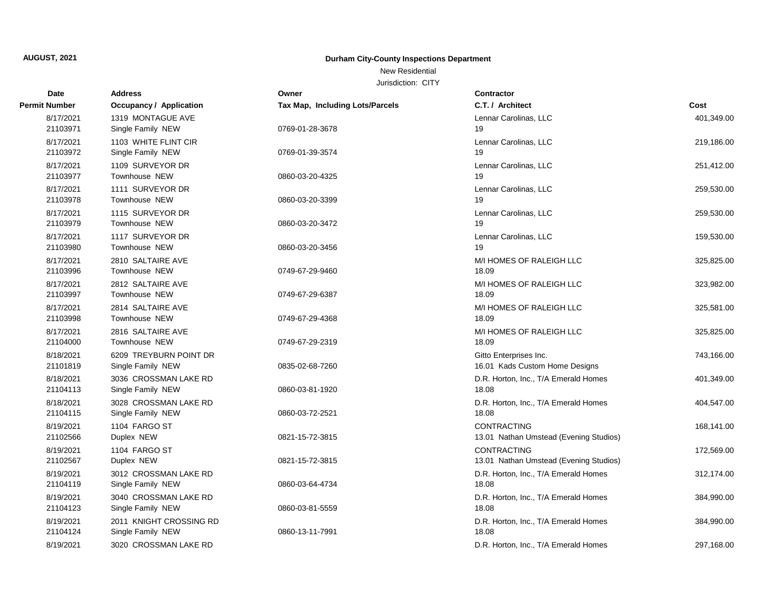**AUGUST, 2021**

**Durham City-County Inspections Department**

New Residential

Jurisdiction: CITY

| Date<br>Permit Number | Address<br>Occupancy / Application | Owner<br>Tax Map, Including Lots/Parcels | Contractor<br>C.T. / Architect | Cost |
|---|---|---|---|---|
| 8/17/2021<br>21103971 | 1319 MONTAGUE AVE<br>Single Family NEW | 0769-01-28-3678 | Lennar Carolinas, LLC<br>19 | 401,349.00 |
| 8/17/2021<br>21103972 | 1103 WHITE FLINT CIR<br>Single Family NEW | 0769-01-39-3574 | Lennar Carolinas, LLC<br>19 | 219,186.00 |
| 8/17/2021<br>21103977 | 1109 SURVEYOR DR<br>Townhouse NEW | 0860-03-20-4325 | Lennar Carolinas, LLC<br>19 | 251,412.00 |
| 8/17/2021<br>21103978 | 1111 SURVEYOR DR<br>Townhouse NEW | 0860-03-20-3399 | Lennar Carolinas, LLC<br>19 | 259,530.00 |
| 8/17/2021<br>21103979 | 1115 SURVEYOR DR<br>Townhouse NEW | 0860-03-20-3472 | Lennar Carolinas, LLC<br>19 | 259,530.00 |
| 8/17/2021<br>21103980 | 1117 SURVEYOR DR<br>Townhouse NEW | 0860-03-20-3456 | Lennar Carolinas, LLC<br>19 | 159,530.00 |
| 8/17/2021<br>21103996 | 2810 SALTAIRE AVE<br>Townhouse NEW | 0749-67-29-9460 | M/I HOMES OF RALEIGH LLC<br>18.09 | 325,825.00 |
| 8/17/2021<br>21103997 | 2812 SALTAIRE AVE<br>Townhouse NEW | 0749-67-29-6387 | M/I HOMES OF RALEIGH LLC<br>18.09 | 323,982.00 |
| 8/17/2021<br>21103998 | 2814 SALTAIRE AVE<br>Townhouse NEW | 0749-67-29-4368 | M/I HOMES OF RALEIGH LLC<br>18.09 | 325,581.00 |
| 8/17/2021<br>21104000 | 2816 SALTAIRE AVE<br>Townhouse NEW | 0749-67-29-2319 | M/I HOMES OF RALEIGH LLC<br>18.09 | 325,825.00 |
| 8/18/2021<br>21101819 | 6209 TREYBURN POINT DR<br>Single Family NEW | 0835-02-68-7260 | Gitto Enterprises Inc.<br>16.01 Kads Custom Home Designs | 743,166.00 |
| 8/18/2021<br>21104113 | 3036 CROSSMAN LAKE RD<br>Single Family NEW | 0860-03-81-1920 | D.R. Horton, Inc., T/A Emerald Homes<br>18.08 | 401,349.00 |
| 8/18/2021<br>21104115 | 3028 CROSSMAN LAKE RD<br>Single Family NEW | 0860-03-72-2521 | D.R. Horton, Inc., T/A Emerald Homes<br>18.08 | 404,547.00 |
| 8/19/2021<br>21102566 | 1104 FARGO ST<br>Duplex NEW | 0821-15-72-3815 | CONTRACTING<br>13.01 Nathan Umstead (Evening Studios) | 168,141.00 |
| 8/19/2021<br>21102567 | 1104 FARGO ST<br>Duplex NEW | 0821-15-72-3815 | CONTRACTING<br>13.01 Nathan Umstead (Evening Studios) | 172,569.00 |
| 8/19/2021<br>21104119 | 3012 CROSSMAN LAKE RD<br>Single Family NEW | 0860-03-64-4734 | D.R. Horton, Inc., T/A Emerald Homes<br>18.08 | 312,174.00 |
| 8/19/2021<br>21104123 | 3040 CROSSMAN LAKE RD<br>Single Family NEW | 0860-03-81-5559 | D.R. Horton, Inc., T/A Emerald Homes<br>18.08 | 384,990.00 |
| 8/19/2021<br>21104124 | 2011 KNIGHT CROSSING RD<br>Single Family NEW | 0860-13-11-7991 | D.R. Horton, Inc., T/A Emerald Homes<br>18.08 | 384,990.00 |
| 8/19/2021 | 3020 CROSSMAN LAKE RD | | D.R. Horton, Inc., T/A Emerald Homes | 297,168.00 |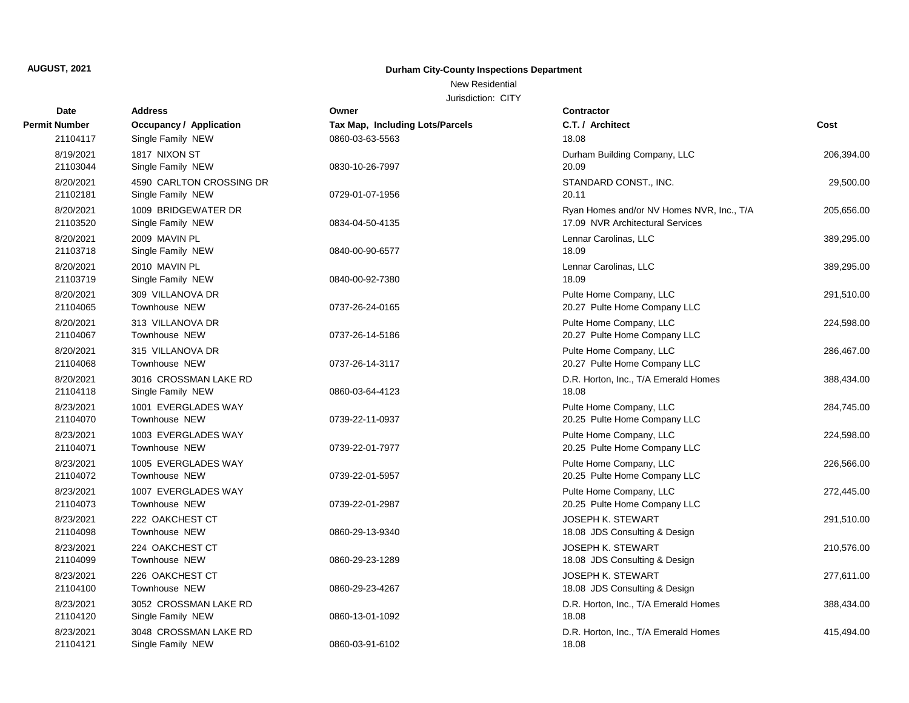**AUGUST, 2021**

## Durham City-County Inspections Department

New Residential

Jurisdiction: CITY

| Date | Permit Number | Address | Occupancy / Application | Owner | Tax Map, Including Lots/Parcels | Contractor | C.T. / Architect | Cost |
|---|---|---|---|---|---|---|---|---|
| | 21104117 | | Single Family NEW | | 0860-03-63-5563 | | 18.08 | |
| 8/19/2021 | 21103044 | 1817 NIXON ST | Single Family NEW | | 0830-10-26-7997 | Durham Building Company, LLC | 20.09 | 206,394.00 |
| 8/20/2021 | 21102181 | 4590 CARLTON CROSSING DR | Single Family NEW | | 0729-01-07-1956 | STANDARD CONST., INC. | 20.11 | 29,500.00 |
| 8/20/2021 | 21103520 | 1009 BRIDGEWATER DR | Single Family NEW | | 0834-04-50-4135 | Ryan Homes and/or NV Homes NVR, Inc., T/A | 17.09 NVR Architectural Services | 205,656.00 |
| 8/20/2021 | 21103718 | 2009 MAVIN PL | Single Family NEW | | 0840-00-90-6577 | Lennar Carolinas, LLC | 18.09 | 389,295.00 |
| 8/20/2021 | 21103719 | 2010 MAVIN PL | Single Family NEW | | 0840-00-92-7380 | Lennar Carolinas, LLC | 18.09 | 389,295.00 |
| 8/20/2021 | 21104065 | 309 VILLANOVA DR | Townhouse NEW | | 0737-26-24-0165 | Pulte Home Company, LLC | 20.27 Pulte Home Company LLC | 291,510.00 |
| 8/20/2021 | 21104067 | 313 VILLANOVA DR | Townhouse NEW | | 0737-26-14-5186 | Pulte Home Company, LLC | 20.27 Pulte Home Company LLC | 224,598.00 |
| 8/20/2021 | 21104068 | 315 VILLANOVA DR | Townhouse NEW | | 0737-26-14-3117 | Pulte Home Company, LLC | 20.27 Pulte Home Company LLC | 286,467.00 |
| 8/20/2021 | 21104118 | 3016 CROSSMAN LAKE RD | Single Family NEW | | 0860-03-64-4123 | D.R. Horton, Inc., T/A Emerald Homes | 18.08 | 388,434.00 |
| 8/23/2021 | 21104070 | 1001 EVERGLADES WAY | Townhouse NEW | | 0739-22-11-0937 | Pulte Home Company, LLC | 20.25 Pulte Home Company LLC | 284,745.00 |
| 8/23/2021 | 21104071 | 1003 EVERGLADES WAY | Townhouse NEW | | 0739-22-01-7977 | Pulte Home Company, LLC | 20.25 Pulte Home Company LLC | 224,598.00 |
| 8/23/2021 | 21104072 | 1005 EVERGLADES WAY | Townhouse NEW | | 0739-22-01-5957 | Pulte Home Company, LLC | 20.25 Pulte Home Company LLC | 226,566.00 |
| 8/23/2021 | 21104073 | 1007 EVERGLADES WAY | Townhouse NEW | | 0739-22-01-2987 | Pulte Home Company, LLC | 20.25 Pulte Home Company LLC | 272,445.00 |
| 8/23/2021 | 21104098 | 222 OAKCHEST CT | Townhouse NEW | | 0860-29-13-9340 | JOSEPH K. STEWART | 18.08 JDS Consulting & Design | 291,510.00 |
| 8/23/2021 | 21104099 | 224 OAKCHEST CT | Townhouse NEW | | 0860-29-23-1289 | JOSEPH K. STEWART | 18.08 JDS Consulting & Design | 210,576.00 |
| 8/23/2021 | 21104100 | 226 OAKCHEST CT | Townhouse NEW | | 0860-29-23-4267 | JOSEPH K. STEWART | 18.08 JDS Consulting & Design | 277,611.00 |
| 8/23/2021 | 21104120 | 3052 CROSSMAN LAKE RD | Single Family NEW | | 0860-13-01-1092 | D.R. Horton, Inc., T/A Emerald Homes | 18.08 | 388,434.00 |
| 8/23/2021 | 21104121 | 3048 CROSSMAN LAKE RD | Single Family NEW | | 0860-03-91-6102 | D.R. Horton, Inc., T/A Emerald Homes | 18.08 | 415,494.00 |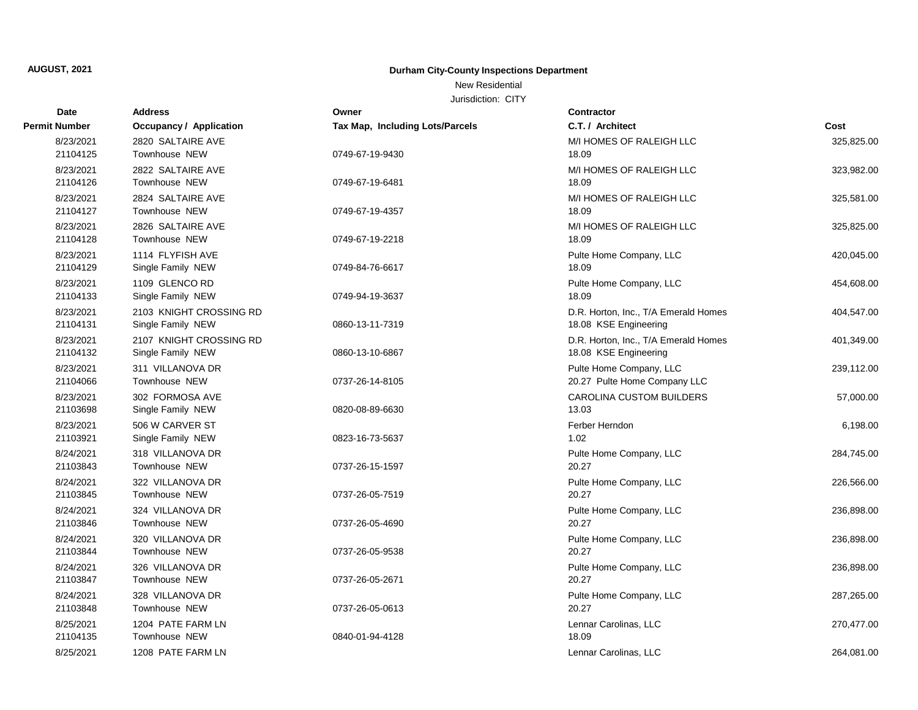**AUGUST, 2021**

**Durham City-County Inspections Department**

New Residential

Jurisdiction: CITY

| Date<br>Permit Number | Address<br>Occupancy / Application | Owner<br>Tax Map, Including Lots/Parcels | Contractor<br>C.T. / Architect | Cost |
|---|---|---|---|---|
| 8/23/2021<br>21104125 | 2820 SALTAIRE AVE<br>Townhouse NEW | 0749-67-19-9430 | M/I HOMES OF RALEIGH LLC<br>18.09 | 325,825.00 |
| 8/23/2021<br>21104126 | 2822 SALTAIRE AVE<br>Townhouse NEW | 0749-67-19-6481 | M/I HOMES OF RALEIGH LLC<br>18.09 | 323,982.00 |
| 8/23/2021<br>21104127 | 2824 SALTAIRE AVE<br>Townhouse NEW | 0749-67-19-4357 | M/I HOMES OF RALEIGH LLC<br>18.09 | 325,581.00 |
| 8/23/2021<br>21104128 | 2826 SALTAIRE AVE<br>Townhouse NEW | 0749-67-19-2218 | M/I HOMES OF RALEIGH LLC<br>18.09 | 325,825.00 |
| 8/23/2021<br>21104129 | 1114 FLYFISH AVE<br>Single Family NEW | 0749-84-76-6617 | Pulte Home Company, LLC<br>18.09 | 420,045.00 |
| 8/23/2021<br>21104133 | 1109 GLENCO RD<br>Single Family NEW | 0749-94-19-3637 | Pulte Home Company, LLC<br>18.09 | 454,608.00 |
| 8/23/2021<br>21104131 | 2103 KNIGHT CROSSING RD<br>Single Family NEW | 0860-13-11-7319 | D.R. Horton, Inc., T/A Emerald Homes<br>18.08 KSE Engineering | 404,547.00 |
| 8/23/2021<br>21104132 | 2107 KNIGHT CROSSING RD<br>Single Family NEW | 0860-13-10-6867 | D.R. Horton, Inc., T/A Emerald Homes<br>18.08 KSE Engineering | 401,349.00 |
| 8/23/2021<br>21104066 | 311 VILLANOVA DR<br>Townhouse NEW | 0737-26-14-8105 | Pulte Home Company, LLC<br>20.27 Pulte Home Company LLC | 239,112.00 |
| 8/23/2021<br>21103698 | 302 FORMOSA AVE<br>Single Family NEW | 0820-08-89-6630 | CAROLINA CUSTOM BUILDERS<br>13.03 | 57,000.00 |
| 8/23/2021<br>21103921 | 506 W CARVER ST<br>Single Family NEW | 0823-16-73-5637 | Ferber Herndon<br>1.02 | 6,198.00 |
| 8/24/2021<br>21103843 | 318 VILLANOVA DR<br>Townhouse NEW | 0737-26-15-1597 | Pulte Home Company, LLC<br>20.27 | 284,745.00 |
| 8/24/2021<br>21103845 | 322 VILLANOVA DR<br>Townhouse NEW | 0737-26-05-7519 | Pulte Home Company, LLC<br>20.27 | 226,566.00 |
| 8/24/2021<br>21103846 | 324 VILLANOVA DR<br>Townhouse NEW | 0737-26-05-4690 | Pulte Home Company, LLC<br>20.27 | 236,898.00 |
| 8/24/2021<br>21103844 | 320 VILLANOVA DR<br>Townhouse NEW | 0737-26-05-9538 | Pulte Home Company, LLC<br>20.27 | 236,898.00 |
| 8/24/2021<br>21103847 | 326 VILLANOVA DR<br>Townhouse NEW | 0737-26-05-2671 | Pulte Home Company, LLC<br>20.27 | 236,898.00 |
| 8/24/2021<br>21103848 | 328 VILLANOVA DR<br>Townhouse NEW | 0737-26-05-0613 | Pulte Home Company, LLC<br>20.27 | 287,265.00 |
| 8/25/2021<br>21104135 | 1204 PATE FARM LN<br>Townhouse NEW | 0840-01-94-4128 | Lennar Carolinas, LLC<br>18.09 | 270,477.00 |
| 8/25/2021 | 1208 PATE FARM LN | | Lennar Carolinas, LLC | 264,081.00 |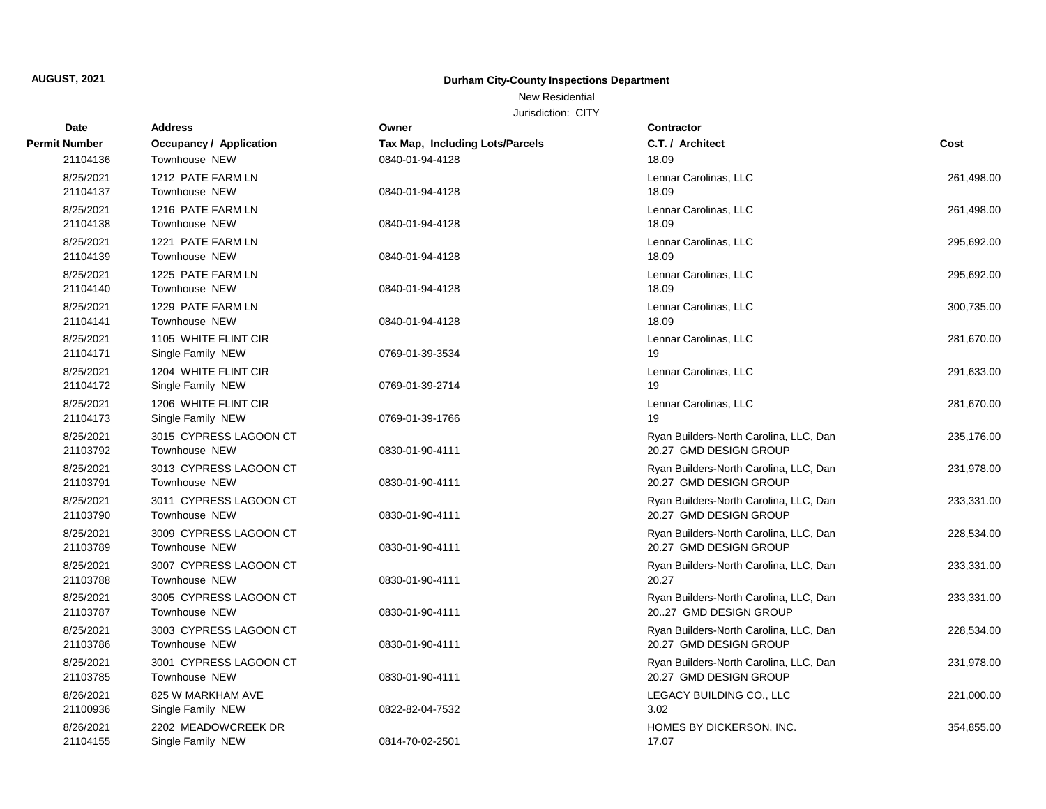**AUGUST, 2021**

## Durham City-County Inspections Department

New Residential

Jurisdiction: CITY

| Date<br>Permit Number | Address<br>Occupancy / Application | Owner<br>Tax Map, Including Lots/Parcels | Contractor<br>C.T. / Architect | Cost |
|---|---|---|---|---|
| 21104136 | Townhouse NEW | 0840-01-94-4128 | 18.09 | |
| 8/25/2021 | 1212 PATE FARM LN | | Lennar Carolinas, LLC | 261,498.00 |
| 21104137 | Townhouse NEW | 0840-01-94-4128 | 18.09 | |
| 8/25/2021 | 1216 PATE FARM LN | | Lennar Carolinas, LLC | 261,498.00 |
| 21104138 | Townhouse NEW | 0840-01-94-4128 | 18.09 | |
| 8/25/2021 | 1221 PATE FARM LN | | Lennar Carolinas, LLC | 295,692.00 |
| 21104139 | Townhouse NEW | 0840-01-94-4128 | 18.09 | |
| 8/25/2021 | 1225 PATE FARM LN | | Lennar Carolinas, LLC | 295,692.00 |
| 21104140 | Townhouse NEW | 0840-01-94-4128 | 18.09 | |
| 8/25/2021 | 1229 PATE FARM LN | | Lennar Carolinas, LLC | 300,735.00 |
| 21104141 | Townhouse NEW | 0840-01-94-4128 | 18.09 | |
| 8/25/2021 | 1105 WHITE FLINT CIR | | Lennar Carolinas, LLC | 281,670.00 |
| 21104171 | Single Family NEW | 0769-01-39-3534 | 19 | |
| 8/25/2021 | 1204 WHITE FLINT CIR | | Lennar Carolinas, LLC | 291,633.00 |
| 21104172 | Single Family NEW | 0769-01-39-2714 | 19 | |
| 8/25/2021 | 1206 WHITE FLINT CIR | | Lennar Carolinas, LLC | 281,670.00 |
| 21104173 | Single Family NEW | 0769-01-39-1766 | 19 | |
| 8/25/2021 | 3015 CYPRESS LAGOON CT | | Ryan Builders-North Carolina, LLC, Dan | 235,176.00 |
| 21103792 | Townhouse NEW | 0830-01-90-4111 | 20.27 GMD DESIGN GROUP | |
| 8/25/2021 | 3013 CYPRESS LAGOON CT | | Ryan Builders-North Carolina, LLC, Dan | 231,978.00 |
| 21103791 | Townhouse NEW | 0830-01-90-4111 | 20.27 GMD DESIGN GROUP | |
| 8/25/2021 | 3011 CYPRESS LAGOON CT | | Ryan Builders-North Carolina, LLC, Dan | 233,331.00 |
| 21103790 | Townhouse NEW | 0830-01-90-4111 | 20.27 GMD DESIGN GROUP | |
| 8/25/2021 | 3009 CYPRESS LAGOON CT | | Ryan Builders-North Carolina, LLC, Dan | 228,534.00 |
| 21103789 | Townhouse NEW | 0830-01-90-4111 | 20.27 GMD DESIGN GROUP | |
| 8/25/2021 | 3007 CYPRESS LAGOON CT | | Ryan Builders-North Carolina, LLC, Dan | 233,331.00 |
| 21103788 | Townhouse NEW | 0830-01-90-4111 | 20.27 | |
| 8/25/2021 | 3005 CYPRESS LAGOON CT | | Ryan Builders-North Carolina, LLC, Dan | 233,331.00 |
| 21103787 | Townhouse NEW | 0830-01-90-4111 | 20..27 GMD DESIGN GROUP | |
| 8/25/2021 | 3003 CYPRESS LAGOON CT | | Ryan Builders-North Carolina, LLC, Dan | 228,534.00 |
| 21103786 | Townhouse NEW | 0830-01-90-4111 | 20.27 GMD DESIGN GROUP | |
| 8/25/2021 | 3001 CYPRESS LAGOON CT | | Ryan Builders-North Carolina, LLC, Dan | 231,978.00 |
| 21103785 | Townhouse NEW | 0830-01-90-4111 | 20.27 GMD DESIGN GROUP | |
| 8/26/2021 | 825 W MARKHAM AVE | | LEGACY BUILDING CO., LLC | 221,000.00 |
| 21100936 | Single Family NEW | 0822-82-04-7532 | 3.02 | |
| 8/26/2021 | 2202 MEADOWCREEK DR | | HOMES BY DICKERSON, INC. | 354,855.00 |
| 21104155 | Single Family NEW | 0814-70-02-2501 | 17.07 | |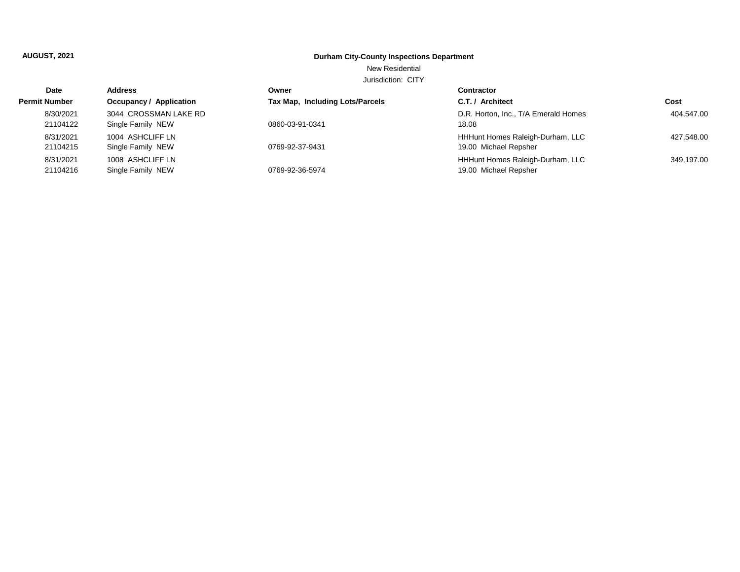**AUGUST, 2021**

**Durham City-County Inspections Department**

New Residential

Jurisdiction: CITY

| Date<br>Permit Number | Address<br>Occupancy / Application | Owner<br>Tax Map, Including Lots/Parcels | Contractor<br>C.T. / Architect | Cost |
|---|---|---|---|---|
| 8/30/2021<br>21104122 | 3044 CROSSMAN LAKE RD<br>Single Family NEW | <br>0860-03-91-0341 | D.R. Horton, Inc., T/A Emerald Homes<br>18.08 | 404,547.00 |
| 8/31/2021<br>21104215 | 1004 ASHCLIFF LN<br>Single Family NEW | <br>0769-92-37-9431 | HHHunt Homes Raleigh-Durham, LLC<br>19.00 Michael Repsher | 427,548.00 |
| 8/31/2021<br>21104216 | 1008 ASHCLIFF LN<br>Single Family NEW | <br>0769-92-36-5974 | HHHunt Homes Raleigh-Durham, LLC<br>19.00 Michael Repsher | 349,197.00 |